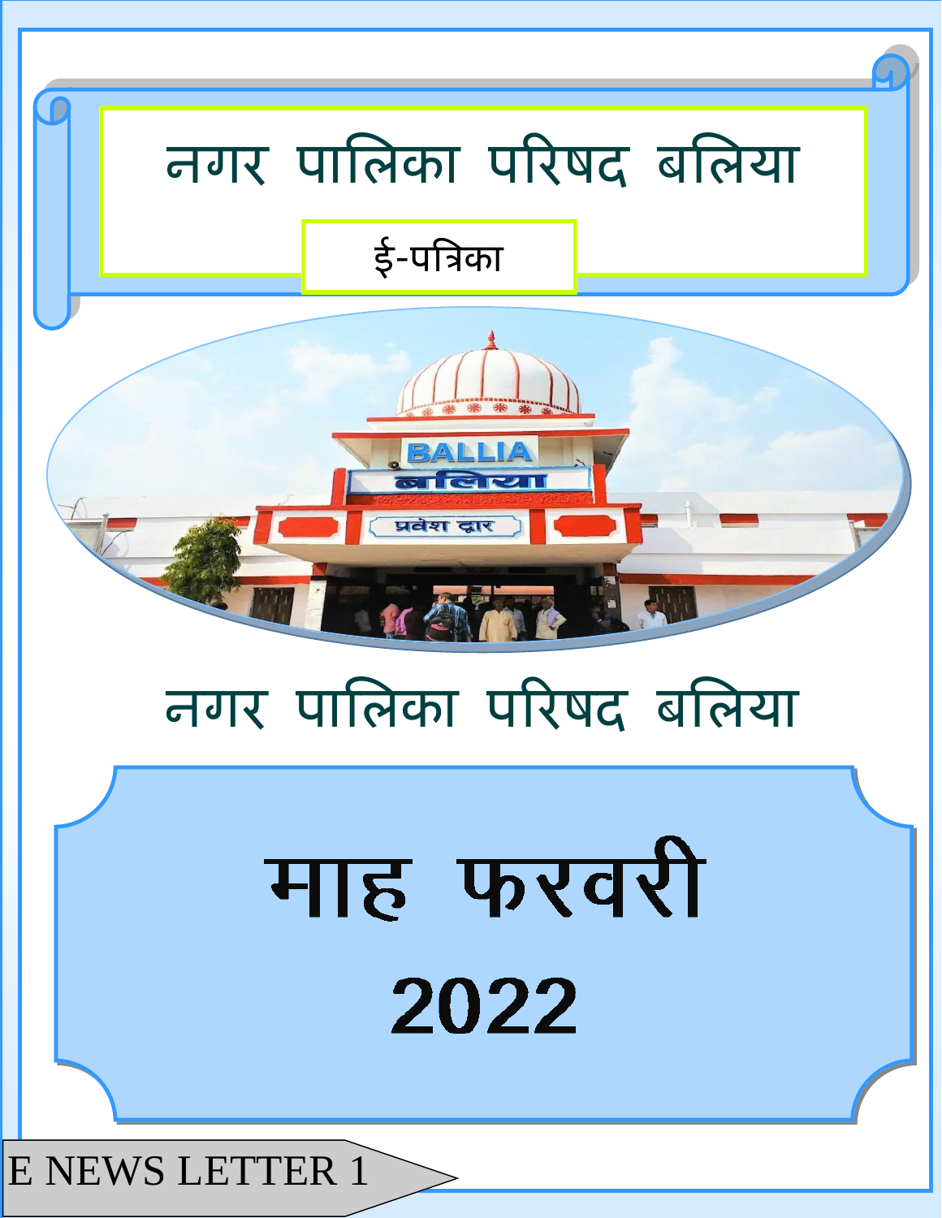# नगर पालिका परिषद बलिया

ई-पत्रिका

## नगर पालिका परिषद बलिया

# माह फरवरी 2022

E NEWS LETTER 1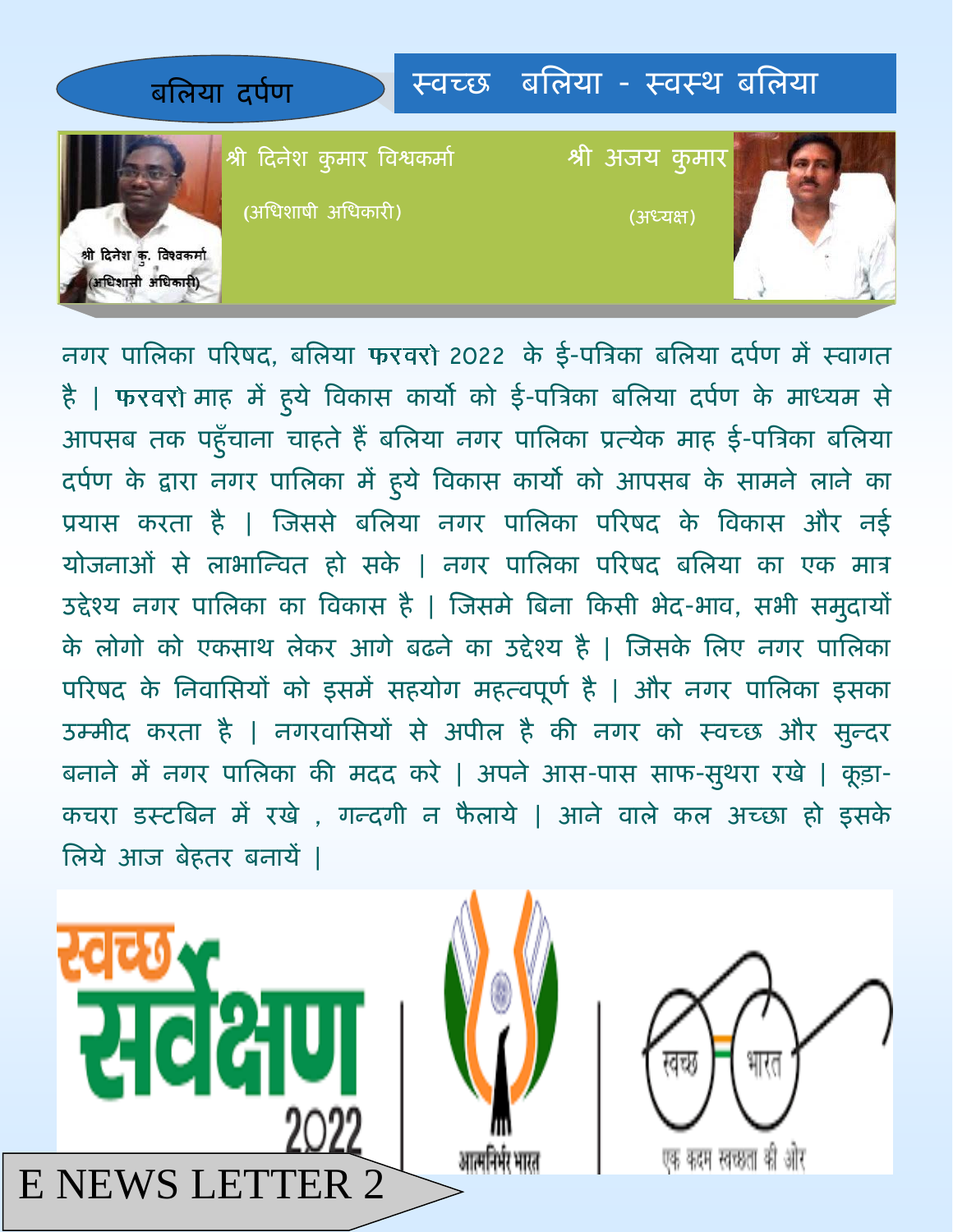# बलिया दर्पण

## स्वच्छ बलिया - स्वस्थ बलिया

श्री दिनेश कुमार विश्वकर्मा
(अधिशाषी अधिकारी)

श्री अजय कुमार
(अध्यक्ष)

नगर पालिका परिषद, बलिया फरवरी 2022 के ई-पत्रिका बलिया दर्पण में स्वागत है | फरवरी माह में हुये विकास कार्यो को ई-पत्रिका बलिया दर्पण के माध्यम से आपसब तक पहुँचाना चाहते हैं बलिया नगर पालिका प्रत्येक माह ई-पत्रिका बलिया दर्पण के द्वारा नगर पालिका में हुये विकास कार्यो को आपसब के सामने लाने का प्रयास करता है | जिससे बलिया नगर पालिका परिषद के विकास और नई योजनाओं से लाभान्वित हो सके | नगर पालिका परिषद बलिया का एक मात्र उद्देश्य नगर पालिका का विकास है | जिसमे बिना किसी भेद-भाव, सभी समुदायों के लोगो को एकसाथ लेकर आगे बढने का उद्देश्य है | जिसके लिए नगर पालिका परिषद के निवासियों को इसमें सहयोग महत्वपूर्ण है | और नगर पालिका इसका उम्मीद करता है | नगरवासियों से अपील है की नगर को स्वच्छ और सुन्दर बनाने में नगर पालिका की मदद करे | अपने आस-पास साफ-सुथरा रखे | कूड़ा-कचरा डस्टबिन में रखे , गन्दगी न फैलाये | आने वाले कल अच्छा हो इसके लिये आज बेहतर बनायें |

स्वच्छ सर्वेक्षण 2022 | आत्मनिर्भर भारत | स्वच्छ भारत - एक कदम स्वच्छता की ओर

E NEWS LETTER 2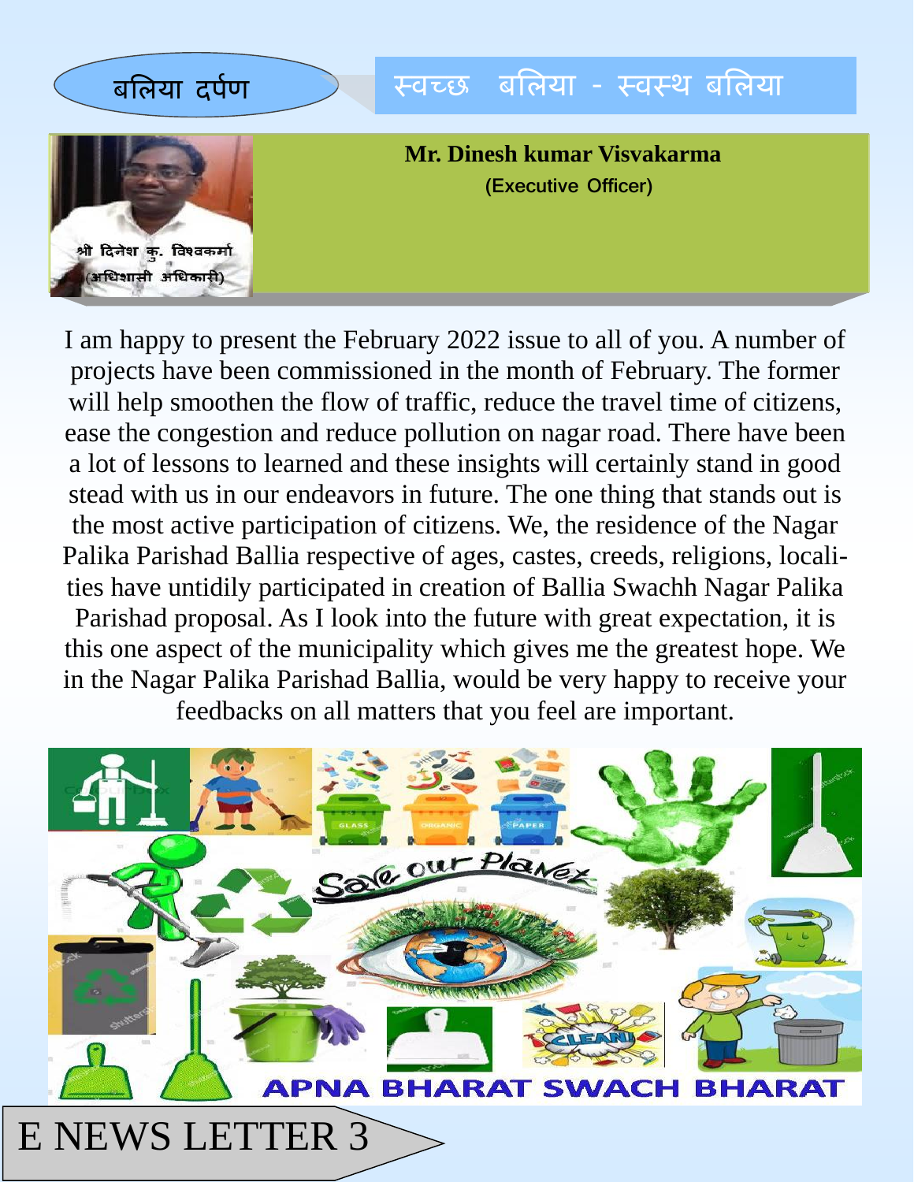बलिया दर्पण

स्वच्छ बलिया - स्वस्थ बलिया

श्री दिनेश कु. विश्वकर्मा
(अधिशासी अधिकारी)

**Mr. Dinesh kumar Visvakarma**

(Executive Officer)

I am happy to present the February 2022 issue to all of you. A number of projects have been commissioned in the month of February. The former will help smoothen the flow of traffic, reduce the travel time of citizens, ease the congestion and reduce pollution on nagar road. There have been a lot of lessons to learned and these insights will certainly stand in good stead with us in our endeavors in future. The one thing that stands out is the most active participation of citizens. We, the residence of the Nagar Palika Parishad Ballia respective of ages, castes, creeds, religions, localities have untidily participated in creation of Ballia Swachh Nagar Palika Parishad proposal. As I look into the future with great expectation, it is this one aspect of the municipality which gives me the greatest hope. We in the Nagar Palika Parishad Ballia, would be very happy to receive your feedbacks on all matters that you feel are important.

APNA BHARAT SWACH BHARAT

E NEWS LETTER 3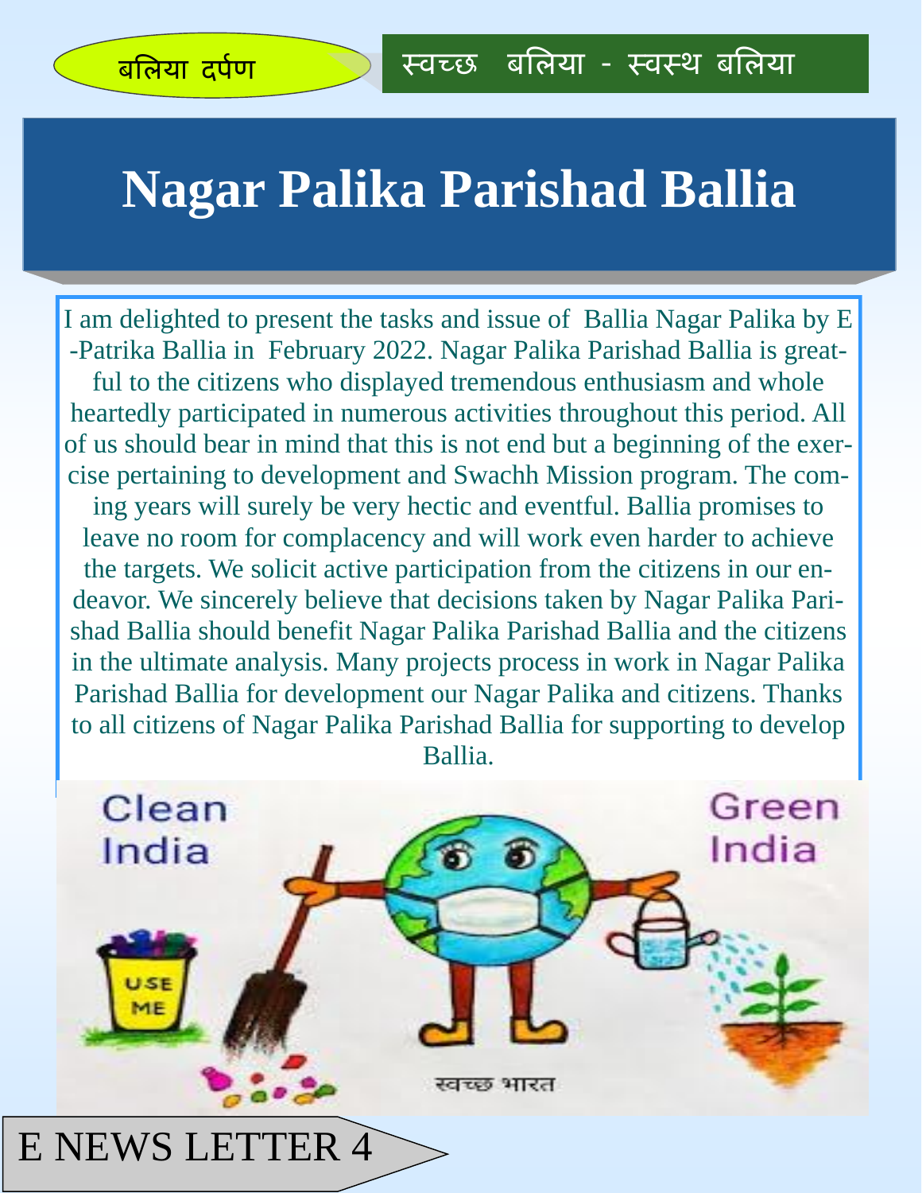बलिया दर्पण

स्वच्छ बलिया - स्वस्थ बलिया

# Nagar Palika Parishad Ballia

I am delighted to present the tasks and issue of Ballia Nagar Palika by E-Patrika Ballia in February 2022. Nagar Palika Parishad Ballia is greatful to the citizens who displayed tremendous enthusiasm and whole heartedly participated in numerous activities throughout this period. All of us should bear in mind that this is not end but a beginning of the exercise pertaining to development and Swachh Mission program. The coming years will surely be very hectic and eventful. Ballia promises to leave no room for complacency and will work even harder to achieve the targets. We solicit active participation from the citizens in our endeavor. We sincerely believe that decisions taken by Nagar Palika Parishad Ballia should benefit Nagar Palika Parishad Ballia and the citizens in the ultimate analysis. Many projects process in work in Nagar Palika Parishad Ballia for development our Nagar Palika and citizens. Thanks to all citizens of Nagar Palika Parishad Ballia for supporting to develop Ballia.

Clean India

Green India

USE ME

स्वच्छ भारत

E NEWS LETTER 4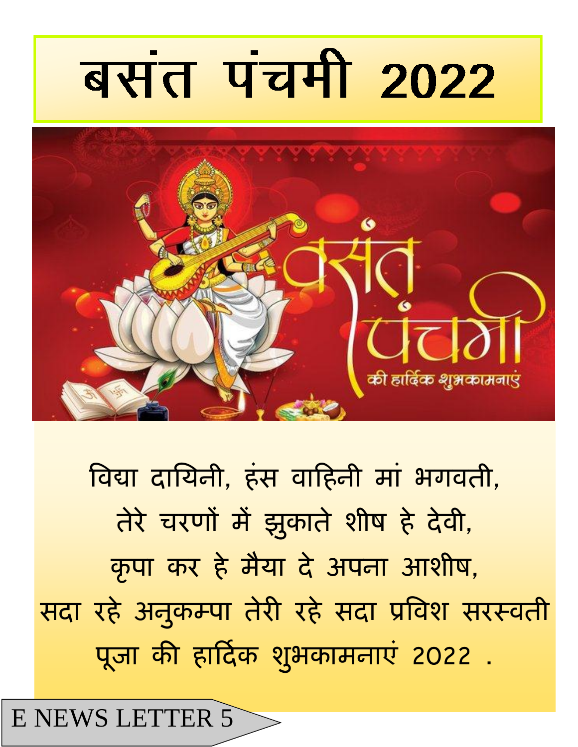# बसंत पंचमी 2022

विद्या दायिनी, हंस वाहिनी मां भगवती,
तेरे चरणों में झुकाते शीष हे देवी,
कृपा कर हे मैया दे अपना आशीष,
सदा रहे अनुकम्पा तेरी रहे सदा प्रविश सरस्वती
पूजा की हार्दिक शुभकामनाएं 2022 .

E NEWS LETTER 5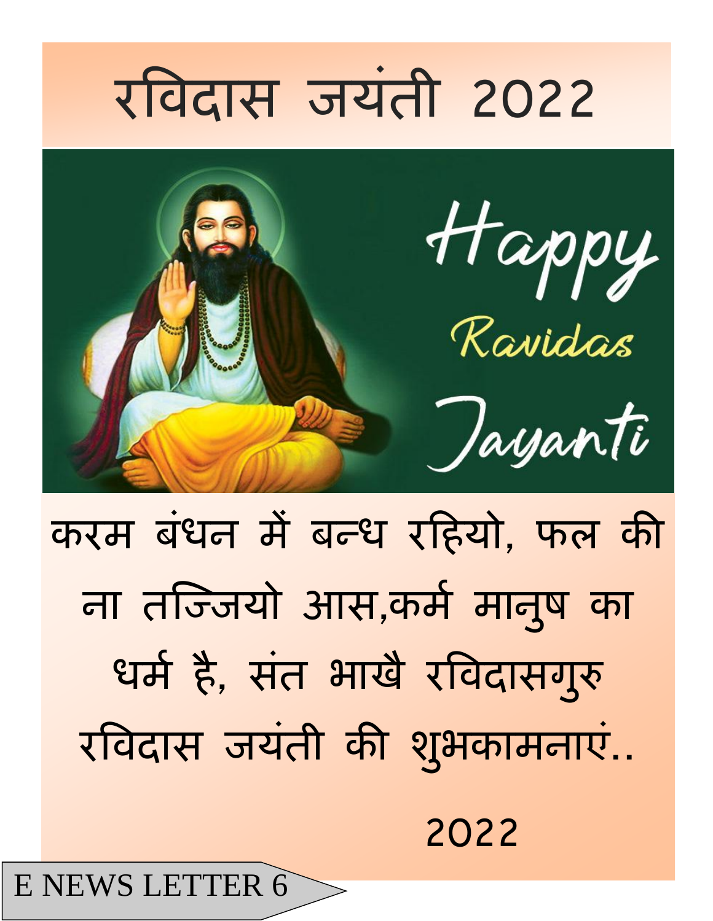# रविदास जयंती 2022

करम बंधन में बन्ध रहियो, फल की ना तज्जियो आस,कर्म मानुष का धर्म है, संत भाखै रविदासगुरु रविदास जयंती की शुभकामनाएं..

2022

E NEWS LETTER 6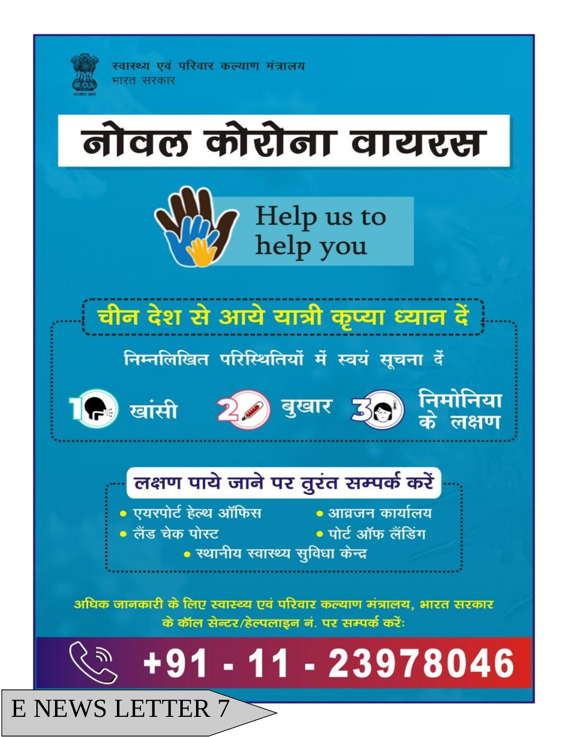स्वास्थ्य एवं परिवार कल्याण मंत्रालय
भारत सरकार

# नोवल कोरोना वायरस

Help us to help you

## चीन देश से आये यात्री कृप्या ध्यान दें

निम्नलिखित परिस्थितियों में स्वयं सूचना दें

1. खांसी
2. बुखार
3. निमोनिया के लक्षण

## लक्षण पाये जाने पर तुरंत सम्पर्क करें

- एयरपोर्ट हेल्थ ऑफिस
- आव्रजन कार्यालय
- लैंड चेक पोस्ट
- पोर्ट ऑफ लैंडिंग
- स्थानीय स्वास्थ्य सुविधा केन्द्र

अधिक जानकारी के लिए स्वास्थ्य एवं परिवार कल्याण मंत्रालय, भारत सरकार के कॉल सेन्टर/हेल्पलाइन नं. पर सम्पर्क करें:

**+91 - 11 - 23978046**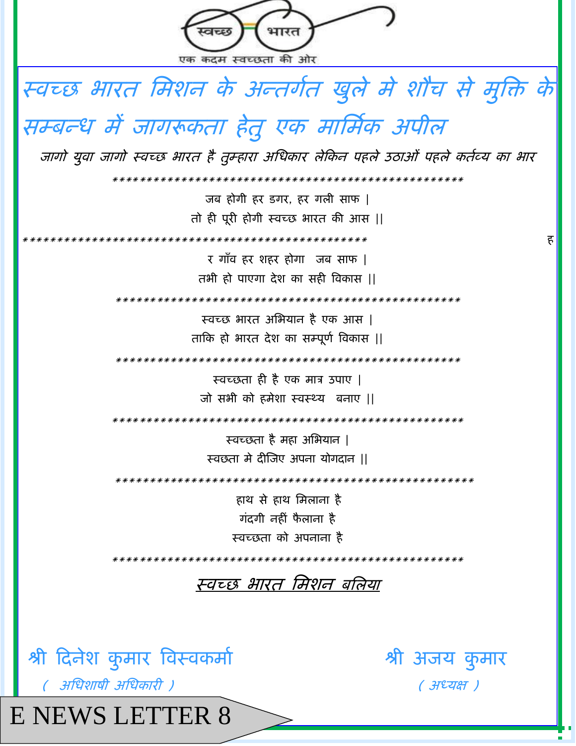स्वच्छ भारत

एक कदम स्वच्छता की ओर

# *स्वच्छ भारत मिशन के अन्तर्गत खुले मे शौच से मुक्ति के सम्बन्ध में जागरूकता हेतु एक मार्मिक अपील*

*जागो युवा जागो स्वच्छ भारत है तुम्हारा अधिकार लेकिन पहले उठाओं पहले कर्तव्य का भार*

*************************************************

जब होगी हर डगर, हर गली साफ |
तो ही पूरी होगी स्वच्छ भारत की आस ||

************************************************* ह

र गाँव हर शहर होगा  जब साफ |
तभी हो पाएगा देश का सही विकास ||

*************************************************

स्वच्छ भारत अभियान है एक आस |
ताकि हो भारत देश का सम्पूर्ण विकास ||

*************************************************

स्वच्छता ही है एक मात्र उपाए |
जो सभी को हमेशा स्वस्थ्य  बनाए ||

*************************************************

स्वच्छता है महा अभियान |
स्वछ्ता मे दीजिए अपना योगदान ||

*************************************************

हाथ से हाथ मिलाना है
गंदगी नहीं फैलाना है
स्वच्छता को अपनाना है

*************************************************

*<u>स्वच्छ भारत मिशन बलिया</u>*

श्री दिनेश कुमार विस्वकर्मा
*( अधिशाषी अधिकारी )*

श्री अजय कुमार
*( अध्यक्ष )*

E NEWS LETTER 8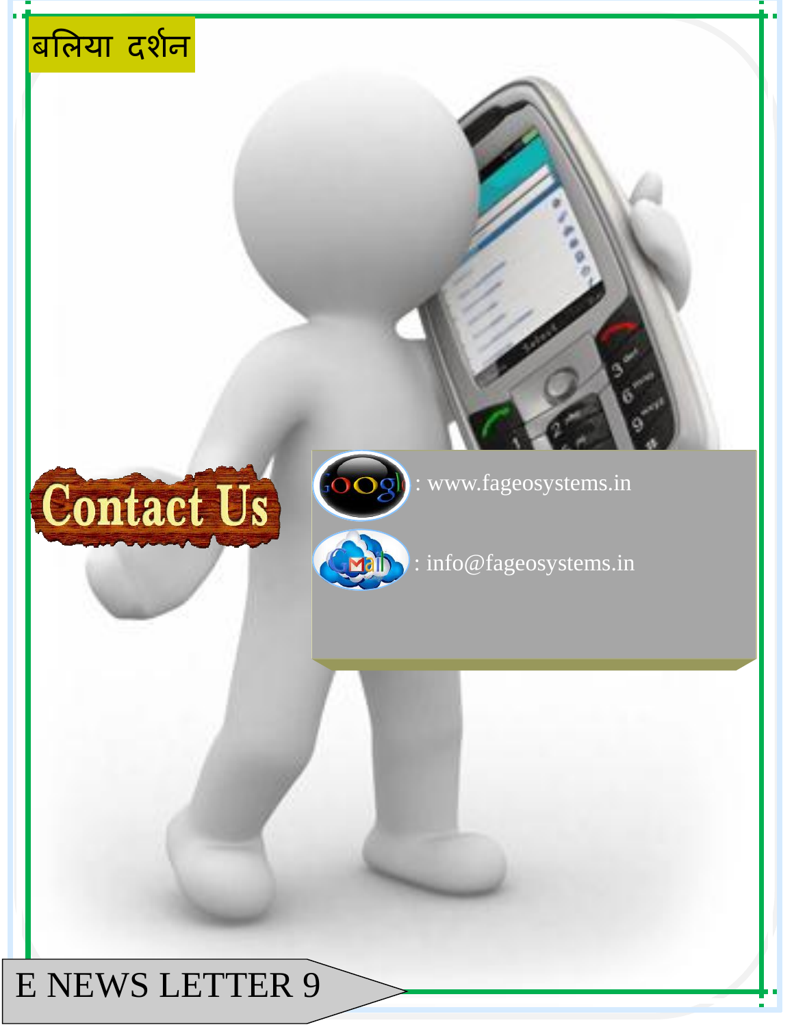बलिया दर्शन

# Contact Us

: www.fageosystems.in

: info@fageosystems.in

E NEWS LETTER 9